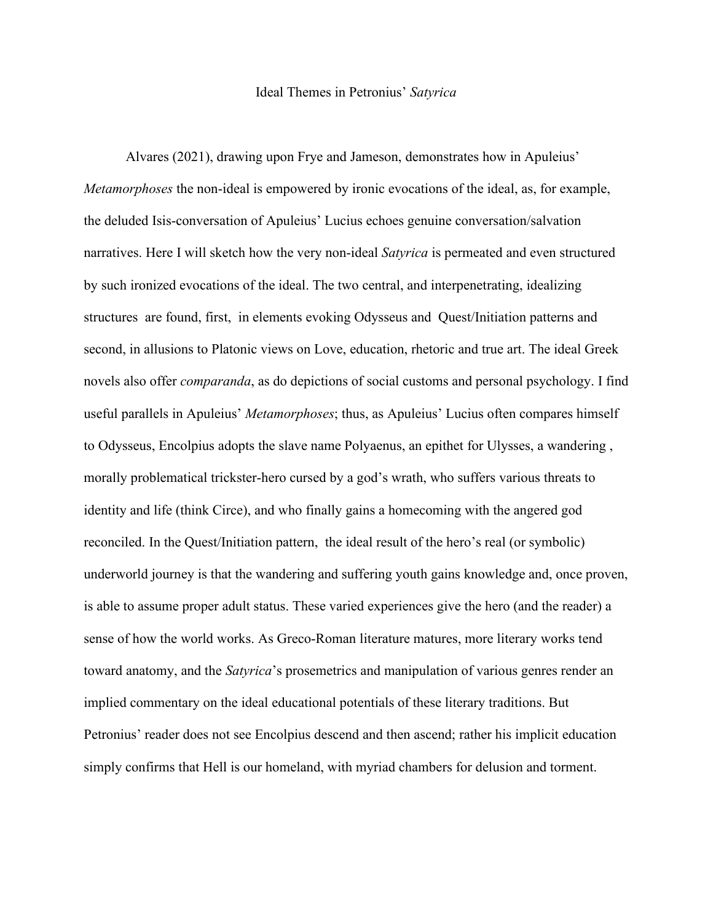# Ideal Themes in Petronius' *Satyrica*

Alvares (2021), drawing upon Frye and Jameson, demonstrates how in Apuleius' *Metamorphoses* the non-ideal is empowered by ironic evocations of the ideal, as, for example, the deluded Isis-conversation of Apuleius' Lucius echoes genuine conversation/salvation narratives. Here I will sketch how the very non-ideal *Satyrica* is permeated and even structured by such ironized evocations of the ideal. The two central, and interpenetrating, idealizing structures are found, first, in elements evoking Odysseus and Quest/Initiation patterns and second, in allusions to Platonic views on Love, education, rhetoric and true art. The ideal Greek novels also offer *comparanda*, as do depictions of social customs and personal psychology. I find useful parallels in Apuleius' *Metamorphoses*; thus, as Apuleius' Lucius often compares himself to Odysseus, Encolpius adopts the slave name Polyaenus, an epithet for Ulysses, a wandering , morally problematical trickster-hero cursed by a god's wrath, who suffers various threats to identity and life (think Circe), and who finally gains a homecoming with the angered god reconciled. In the Quest/Initiation pattern, the ideal result of the hero's real (or symbolic) underworld journey is that the wandering and suffering youth gains knowledge and, once proven, is able to assume proper adult status. These varied experiences give the hero (and the reader) a sense of how the world works. As Greco-Roman literature matures, more literary works tend toward anatomy, and the *Satyrica*'s prosemetrics and manipulation of various genres render an implied commentary on the ideal educational potentials of these literary traditions. But Petronius' reader does not see Encolpius descend and then ascend; rather his implicit education simply confirms that Hell is our homeland, with myriad chambers for delusion and torment.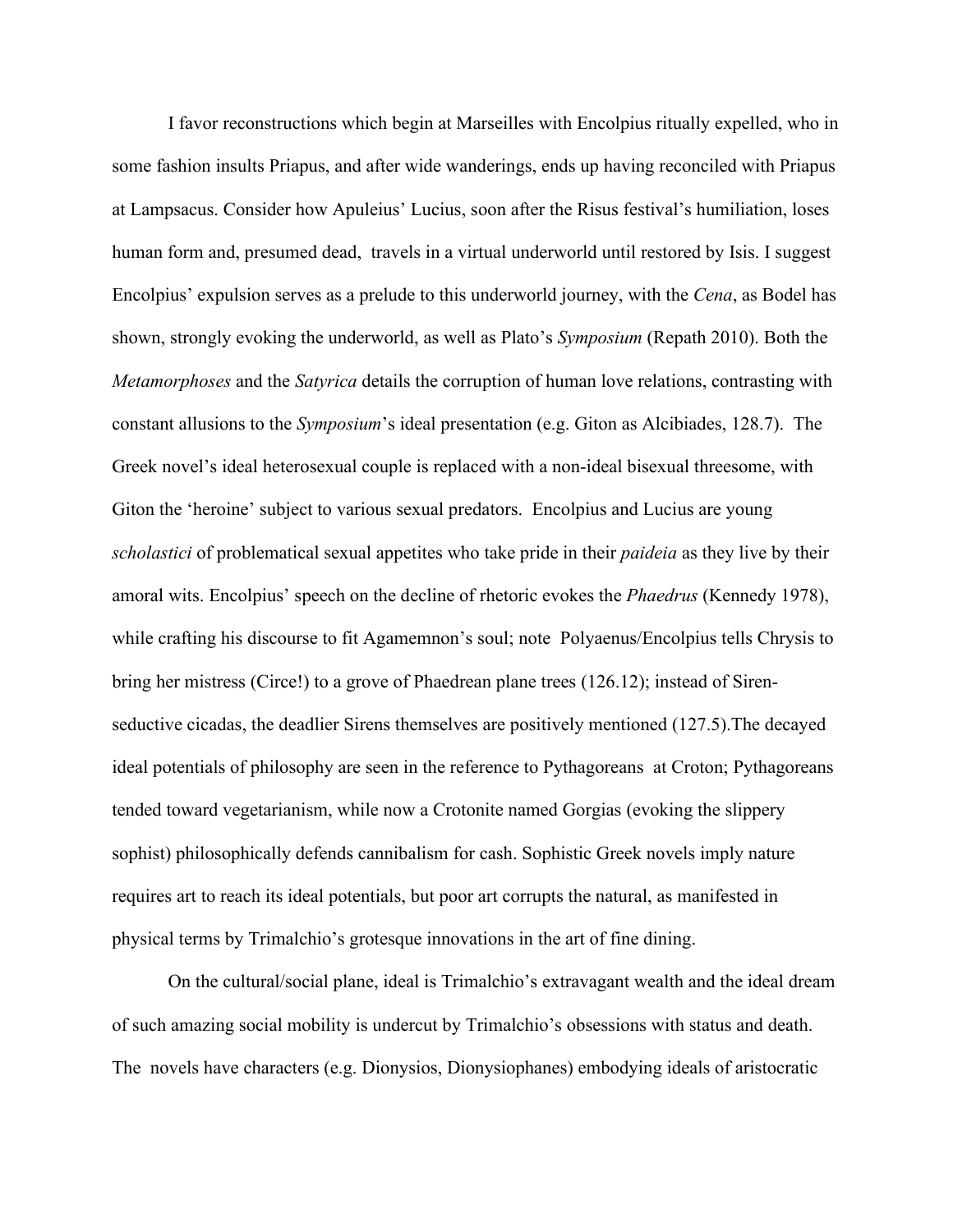I favor reconstructions which begin at Marseilles with Encolpius ritually expelled, who in some fashion insults Priapus, and after wide wanderings, ends up having reconciled with Priapus at Lampsacus. Consider how Apuleius' Lucius, soon after the Risus festival's humiliation, loses human form and, presumed dead, travels in a virtual underworld until restored by Isis. I suggest Encolpius' expulsion serves as a prelude to this underworld journey, with the *Cena*, as Bodel has shown, strongly evoking the underworld, as well as Plato's *Symposium* (Repath 2010). Both the *Metamorphoses* and the *Satyrica* details the corruption of human love relations, contrasting with constant allusions to the *Symposium*'s ideal presentation (e.g. Giton as Alcibiades, 128.7). The Greek novel's ideal heterosexual couple is replaced with a non-ideal bisexual threesome, with Giton the 'heroine' subject to various sexual predators. Encolpius and Lucius are young *scholastici* of problematical sexual appetites who take pride in their *paideia* as they live by their amoral wits. Encolpius' speech on the decline of rhetoric evokes the *Phaedrus* (Kennedy 1978), while crafting his discourse to fit Agamemnon's soul; note Polyaenus/Encolpius tells Chrysis to bring her mistress (Circe!) to a grove of Phaedrean plane trees (126.12); instead of Siren-seductive cicadas, the deadlier Sirens themselves are positively mentioned (127.5).The decayed ideal potentials of philosophy are seen in the reference to Pythagoreans at Croton; Pythagoreans tended toward vegetarianism, while now a Crotonite named Gorgias (evoking the slippery sophist) philosophically defends cannibalism for cash. Sophistic Greek novels imply nature requires art to reach its ideal potentials, but poor art corrupts the natural, as manifested in physical terms by Trimalchio's grotesque innovations in the art of fine dining.

On the cultural/social plane, ideal is Trimalchio's extravagant wealth and the ideal dream of such amazing social mobility is undercut by Trimalchio's obsessions with status and death. The novels have characters (e.g. Dionysios, Dionysiophanes) embodying ideals of aristocratic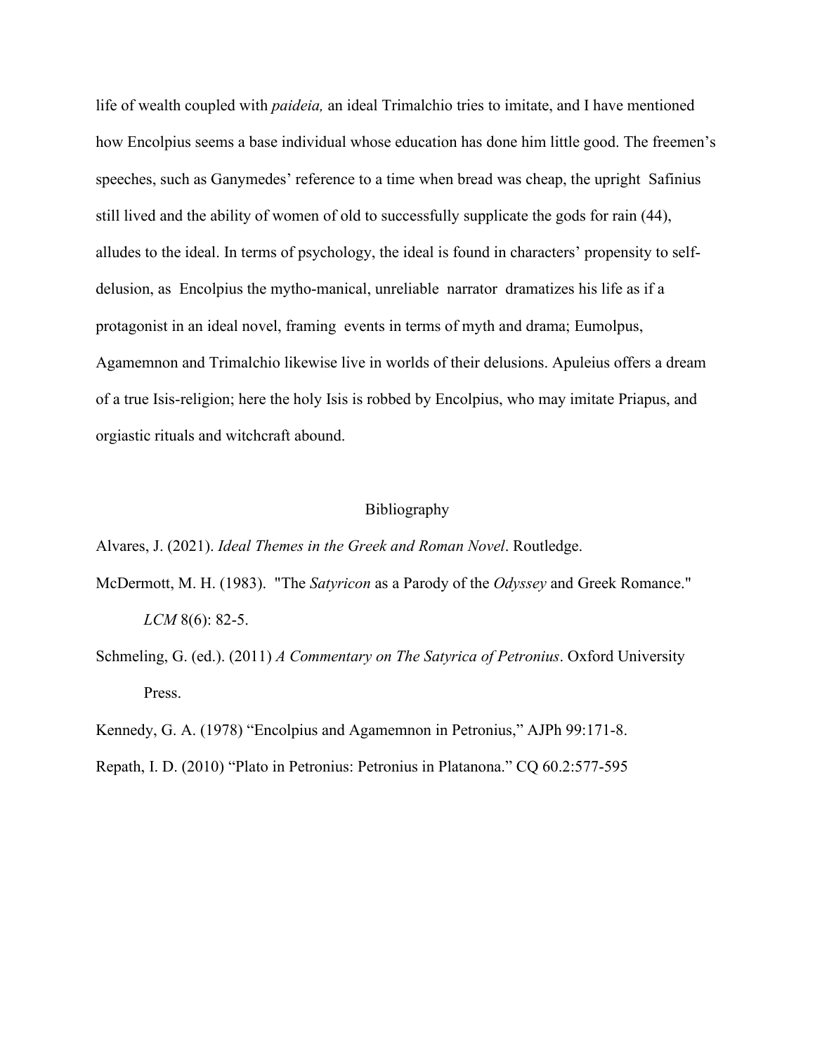life of wealth coupled with *paideia,* an ideal Trimalchio tries to imitate, and I have mentioned how Encolpius seems a base individual whose education has done him little good. The freemen's speeches, such as Ganymedes' reference to a time when bread was cheap, the upright Safinius still lived and the ability of women of old to successfully supplicate the gods for rain (44), alludes to the ideal. In terms of psychology, the ideal is found in characters' propensity to self-delusion, as Encolpius the mytho-manical, unreliable narrator dramatizes his life as if a protagonist in an ideal novel, framing events in terms of myth and drama; Eumolpus, Agamemnon and Trimalchio likewise live in worlds of their delusions. Apuleius offers a dream of a true Isis-religion; here the holy Isis is robbed by Encolpius, who may imitate Priapus, and orgiastic rituals and witchcraft abound.

## Bibliography

Alvares, J. (2021). *Ideal Themes in the Greek and Roman Novel*. Routledge.

McDermott, M. H. (1983). "The *Satyricon* as a Parody of the *Odyssey* and Greek Romance." *LCM* 8(6): 82-5.

Schmeling, G. (ed.). (2011) *A Commentary on The Satyrica of Petronius*. Oxford University Press.

Kennedy, G. A. (1978) "Encolpius and Agamemnon in Petronius," AJPh 99:171-8.

Repath, I. D. (2010) "Plato in Petronius: Petronius in Platanona." CQ 60.2:577-595